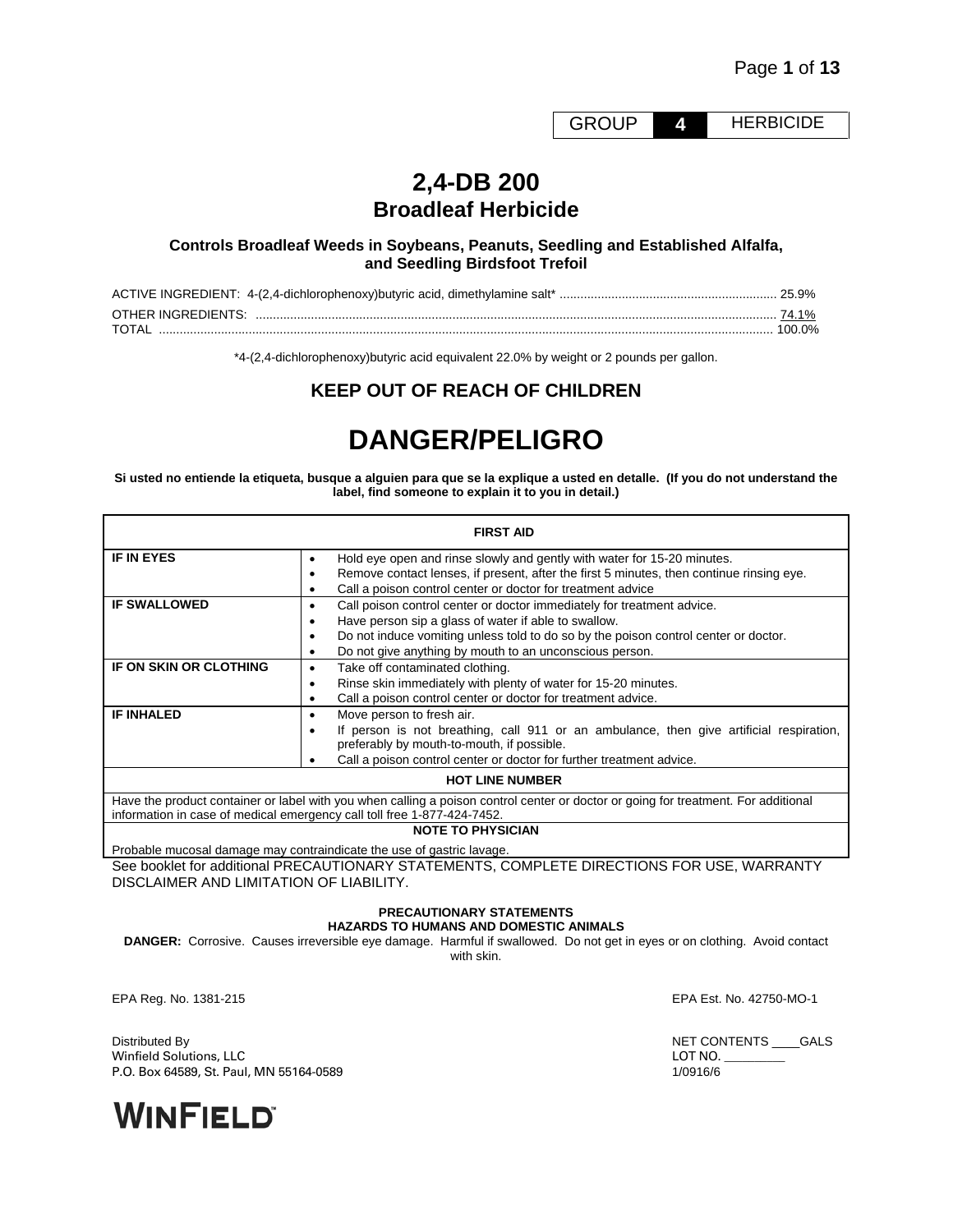GROUP **4** HERBICIDE

# 2,4-DB 200
## Broadleaf Herbicide

**Controls Broadleaf Weeds in Soybeans, Peanuts, Seedling and Established Alfalfa, and Seedling Birdsfoot Trefoil**

ACTIVE INGREDIENT: 4-(2,4-dichlorophenoxy)butyric acid, dimethylamine salt* .............................................................. 25.9%
OTHER INGREDIENTS: ...................................................................................................................................................... 74.1%
TOTAL ................................................................................................................................................................................ 100.0%

*4-(2,4-dichlorophenoxy)butyric acid equivalent 22.0% by weight or 2 pounds per gallon.

## KEEP OUT OF REACH OF CHILDREN

# DANGER/PELIGRO

**Si usted no entiende la etiqueta, busque a alguien para que se la explique a usted en detalle. (If you do not understand the label, find someone to explain it to you in detail.)**

| FIRST AID | |
|---|---|
| **IF IN EYES** | • Hold eye open and rinse slowly and gently with water for 15-20 minutes.<br>• Remove contact lenses, if present, after the first 5 minutes, then continue rinsing eye.<br>• Call a poison control center or doctor for treatment advice |
| **IF SWALLOWED** | • Call poison control center or doctor immediately for treatment advice.<br>• Have person sip a glass of water if able to swallow.<br>• Do not induce vomiting unless told to do so by the poison control center or doctor.<br>• Do not give anything by mouth to an unconscious person. |
| **IF ON SKIN OR CLOTHING** | • Take off contaminated clothing.<br>• Rinse skin immediately with plenty of water for 15-20 minutes.<br>• Call a poison control center or doctor for treatment advice. |
| **IF INHALED** | • Move person to fresh air.<br>• If person is not breathing, call 911 or an ambulance, then give artificial respiration, preferably by mouth-to-mouth, if possible.<br>• Call a poison control center or doctor for further treatment advice. |
| **HOT LINE NUMBER** | |
| Have the product container or label with you when calling a poison control center or doctor or going for treatment. For additional information in case of medical emergency call toll free 1-877-424-7452. | |
| **NOTE TO PHYSICIAN** | |
| Probable mucosal damage may contraindicate the use of gastric lavage. | |

See booklet for additional PRECAUTIONARY STATEMENTS, COMPLETE DIRECTIONS FOR USE, WARRANTY DISCLAIMER AND LIMITATION OF LIABILITY.

**PRECAUTIONARY STATEMENTS**
**HAZARDS TO HUMANS AND DOMESTIC ANIMALS**

**DANGER:** Corrosive. Causes irreversible eye damage. Harmful if swallowed. Do not get in eyes or on clothing. Avoid contact with skin.

EPA Reg. No. 1381-215

EPA Est. No. 42750-MO-1

Distributed By
Winfield Solutions, LLC
P.O. Box 64589, St. Paul, MN 55164-0589

NET CONTENTS ____GALS
LOT NO. ________
1/0916/6

WINFIELD™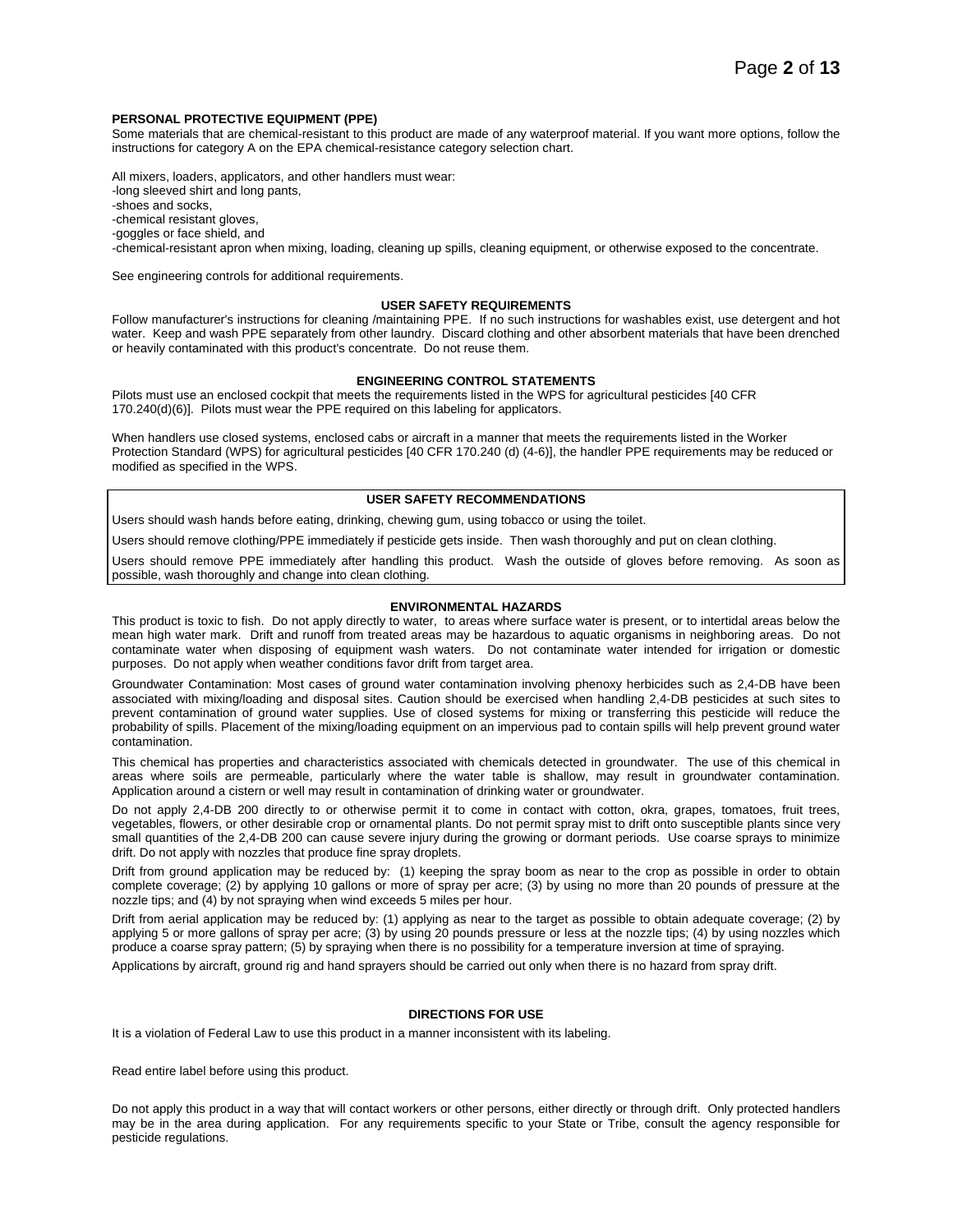**PERSONAL PROTECTIVE EQUIPMENT (PPE)**

Some materials that are chemical-resistant to this product are made of any waterproof material. If you want more options, follow the instructions for category A on the EPA chemical-resistance category selection chart.

All mixers, loaders, applicators, and other handlers must wear:
-long sleeved shirt and long pants,
-shoes and socks,
-chemical resistant gloves,
-goggles or face shield, and
-chemical-resistant apron when mixing, loading, cleaning up spills, cleaning equipment, or otherwise exposed to the concentrate.

See engineering controls for additional requirements.

**USER SAFETY REQUIREMENTS**

Follow manufacturer's instructions for cleaning /maintaining PPE. If no such instructions for washables exist, use detergent and hot water. Keep and wash PPE separately from other laundry. Discard clothing and other absorbent materials that have been drenched or heavily contaminated with this product's concentrate. Do not reuse them.

**ENGINEERING CONTROL STATEMENTS**

Pilots must use an enclosed cockpit that meets the requirements listed in the WPS for agricultural pesticides [40 CFR 170.240(d)(6)]. Pilots must wear the PPE required on this labeling for applicators.

When handlers use closed systems, enclosed cabs or aircraft in a manner that meets the requirements listed in the Worker Protection Standard (WPS) for agricultural pesticides [40 CFR 170.240 (d) (4-6)], the handler PPE requirements may be reduced or modified as specified in the WPS.

**USER SAFETY RECOMMENDATIONS**

Users should wash hands before eating, drinking, chewing gum, using tobacco or using the toilet.

Users should remove clothing/PPE immediately if pesticide gets inside. Then wash thoroughly and put on clean clothing.

Users should remove PPE immediately after handling this product. Wash the outside of gloves before removing. As soon as possible, wash thoroughly and change into clean clothing.

**ENVIRONMENTAL HAZARDS**

This product is toxic to fish. Do not apply directly to water, to areas where surface water is present, or to intertidal areas below the mean high water mark. Drift and runoff from treated areas may be hazardous to aquatic organisms in neighboring areas. Do not contaminate water when disposing of equipment wash waters. Do not contaminate water intended for irrigation or domestic purposes. Do not apply when weather conditions favor drift from target area.

Groundwater Contamination: Most cases of ground water contamination involving phenoxy herbicides such as 2,4-DB have been associated with mixing/loading and disposal sites. Caution should be exercised when handling 2,4-DB pesticides at such sites to prevent contamination of ground water supplies. Use of closed systems for mixing or transferring this pesticide will reduce the probability of spills. Placement of the mixing/loading equipment on an impervious pad to contain spills will help prevent ground water contamination.

This chemical has properties and characteristics associated with chemicals detected in groundwater. The use of this chemical in areas where soils are permeable, particularly where the water table is shallow, may result in groundwater contamination. Application around a cistern or well may result in contamination of drinking water or groundwater.

Do not apply 2,4-DB 200 directly to or otherwise permit it to come in contact with cotton, okra, grapes, tomatoes, fruit trees, vegetables, flowers, or other desirable crop or ornamental plants. Do not permit spray mist to drift onto susceptible plants since very small quantities of the 2,4-DB 200 can cause severe injury during the growing or dormant periods. Use coarse sprays to minimize drift. Do not apply with nozzles that produce fine spray droplets.

Drift from ground application may be reduced by: (1) keeping the spray boom as near to the crop as possible in order to obtain complete coverage; (2) by applying 10 gallons or more of spray per acre; (3) by using no more than 20 pounds of pressure at the nozzle tips; and (4) by not spraying when wind exceeds 5 miles per hour.

Drift from aerial application may be reduced by: (1) applying as near to the target as possible to obtain adequate coverage; (2) by applying 5 or more gallons of spray per acre; (3) by using 20 pounds pressure or less at the nozzle tips; (4) by using nozzles which produce a coarse spray pattern; (5) by spraying when there is no possibility for a temperature inversion at time of spraying.

Applications by aircraft, ground rig and hand sprayers should be carried out only when there is no hazard from spray drift.

**DIRECTIONS FOR USE**

It is a violation of Federal Law to use this product in a manner inconsistent with its labeling.

Read entire label before using this product.

Do not apply this product in a way that will contact workers or other persons, either directly or through drift. Only protected handlers may be in the area during application. For any requirements specific to your State or Tribe, consult the agency responsible for pesticide regulations.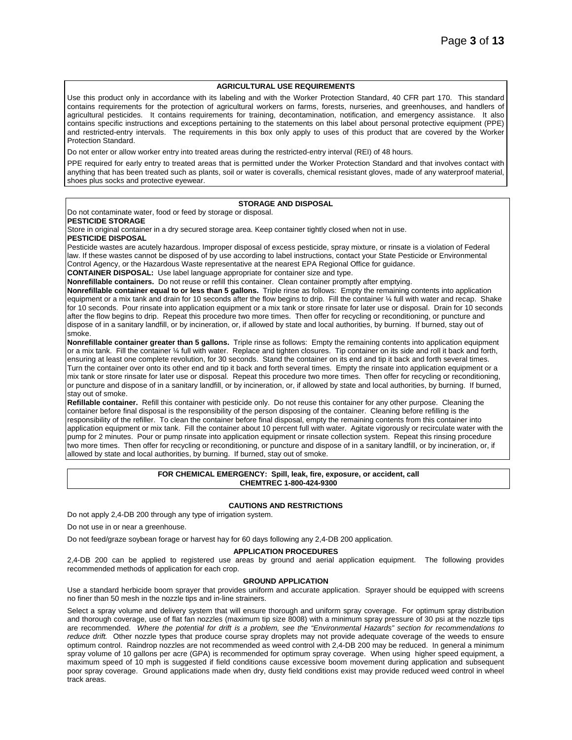## AGRICULTURAL USE REQUIREMENTS

Use this product only in accordance with its labeling and with the Worker Protection Standard, 40 CFR part 170. This standard contains requirements for the protection of agricultural workers on farms, forests, nurseries, and greenhouses, and handlers of agricultural pesticides. It contains requirements for training, decontamination, notification, and emergency assistance. It also contains specific instructions and exceptions pertaining to the statements on this label about personal protective equipment (PPE) and restricted-entry intervals. The requirements in this box only apply to uses of this product that are covered by the Worker Protection Standard.

Do not enter or allow worker entry into treated areas during the restricted-entry interval (REI) of 48 hours.

PPE required for early entry to treated areas that is permitted under the Worker Protection Standard and that involves contact with anything that has been treated such as plants, soil or water is coveralls, chemical resistant gloves, made of any waterproof material, shoes plus socks and protective eyewear.

## STORAGE AND DISPOSAL

Do not contaminate water, food or feed by storage or disposal.

**PESTICIDE STORAGE**

Store in original container in a dry secured storage area. Keep container tightly closed when not in use.

**PESTICIDE DISPOSAL**

Pesticide wastes are acutely hazardous. Improper disposal of excess pesticide, spray mixture, or rinsate is a violation of Federal law. If these wastes cannot be disposed of by use according to label instructions, contact your State Pesticide or Environmental Control Agency, or the Hazardous Waste representative at the nearest EPA Regional Office for guidance.

**CONTAINER DISPOSAL:** Use label language appropriate for container size and type.

**Nonrefillable containers.** Do not reuse or refill this container. Clean container promptly after emptying.

**Nonrefillable container equal to or less than 5 gallons.** Triple rinse as follows: Empty the remaining contents into application equipment or a mix tank and drain for 10 seconds after the flow begins to drip. Fill the container ¼ full with water and recap. Shake for 10 seconds. Pour rinsate into application equipment or a mix tank or store rinsate for later use or disposal. Drain for 10 seconds after the flow begins to drip. Repeat this procedure two more times. Then offer for recycling or reconditioning, or puncture and dispose of in a sanitary landfill, or by incineration, or, if allowed by state and local authorities, by burning. If burned, stay out of smoke.

**Nonrefillable container greater than 5 gallons.** Triple rinse as follows: Empty the remaining contents into application equipment or a mix tank. Fill the container ¼ full with water. Replace and tighten closures. Tip container on its side and roll it back and forth, ensuring at least one complete revolution, for 30 seconds. Stand the container on its end and tip it back and forth several times. Turn the container over onto its other end and tip it back and forth several times. Empty the rinsate into application equipment or a mix tank or store rinsate for later use or disposal. Repeat this procedure two more times. Then offer for recycling or reconditioning, or puncture and dispose of in a sanitary landfill, or by incineration, or, if allowed by state and local authorities, by burning. If burned, stay out of smoke.

**Refillable container.** Refill this container with pesticide only. Do not reuse this container for any other purpose. Cleaning the container before final disposal is the responsibility of the person disposing of the container. Cleaning before refilling is the responsibility of the refiller. To clean the container before final disposal, empty the remaining contents from this container into application equipment or mix tank. Fill the container about 10 percent full with water. Agitate vigorously or recirculate water with the pump for 2 minutes. Pour or pump rinsate into application equipment or rinsate collection system. Repeat this rinsing procedure two more times. Then offer for recycling or reconditioning, or puncture and dispose of in a sanitary landfill, or by incineration, or, if allowed by state and local authorities, by burning. If burned, stay out of smoke.

**FOR CHEMICAL EMERGENCY: Spill, leak, fire, exposure, or accident, call CHEMTREC 1-800-424-9300**

## CAUTIONS AND RESTRICTIONS

Do not apply 2,4-DB 200 through any type of irrigation system.

Do not use in or near a greenhouse.

Do not feed/graze soybean forage or harvest hay for 60 days following any 2,4-DB 200 application.

## APPLICATION PROCEDURES

2,4-DB 200 can be applied to registered use areas by ground and aerial application equipment. The following provides recommended methods of application for each crop.

## GROUND APPLICATION

Use a standard herbicide boom sprayer that provides uniform and accurate application. Sprayer should be equipped with screens no finer than 50 mesh in the nozzle tips and in-line strainers.

Select a spray volume and delivery system that will ensure thorough and uniform spray coverage. For optimum spray distribution and thorough coverage, use of flat fan nozzles (maximum tip size 8008) with a minimum spray pressure of 30 psi at the nozzle tips are recommended. *Where the potential for drift is a problem, see the "Environmental Hazards" section for recommendations to reduce drift.* Other nozzle types that produce course spray droplets may not provide adequate coverage of the weeds to ensure optimum control. Raindrop nozzles are not recommended as weed control with 2,4-DB 200 may be reduced. In general a minimum spray volume of 10 gallons per acre (GPA) is recommended for optimum spray coverage. When using higher speed equipment, a maximum speed of 10 mph is suggested if field conditions cause excessive boom movement during application and subsequent poor spray coverage. Ground applications made when dry, dusty field conditions exist may provide reduced weed control in wheel track areas.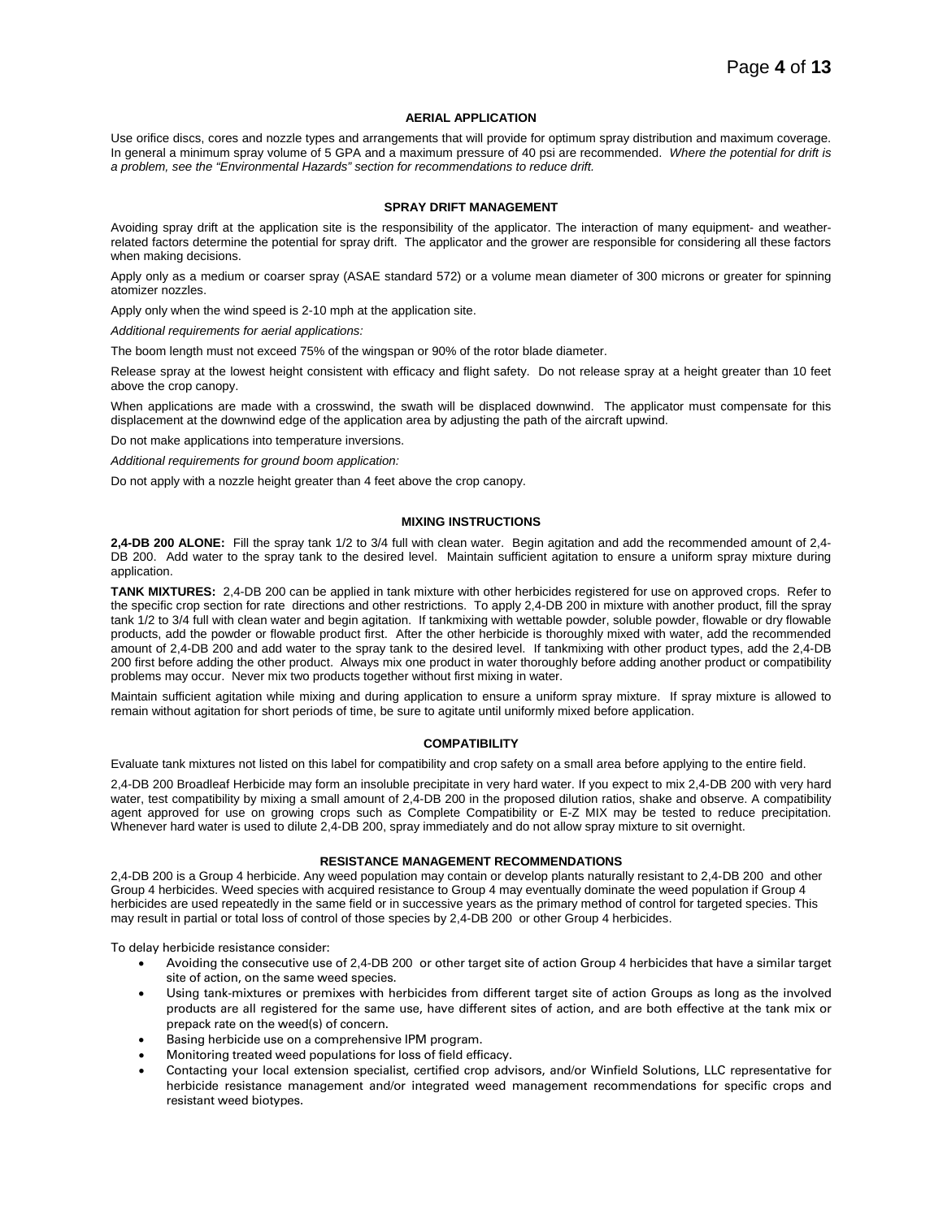## AERIAL APPLICATION

Use orifice discs, cores and nozzle types and arrangements that will provide for optimum spray distribution and maximum coverage. In general a minimum spray volume of 5 GPA and a maximum pressure of 40 psi are recommended. *Where the potential for drift is a problem, see the "Environmental Hazards" section for recommendations to reduce drift.*

## SPRAY DRIFT MANAGEMENT

Avoiding spray drift at the application site is the responsibility of the applicator. The interaction of many equipment- and weather-related factors determine the potential for spray drift. The applicator and the grower are responsible for considering all these factors when making decisions.

Apply only as a medium or coarser spray (ASAE standard 572) or a volume mean diameter of 300 microns or greater for spinning atomizer nozzles.

Apply only when the wind speed is 2-10 mph at the application site.

*Additional requirements for aerial applications:*

The boom length must not exceed 75% of the wingspan or 90% of the rotor blade diameter.

Release spray at the lowest height consistent with efficacy and flight safety. Do not release spray at a height greater than 10 feet above the crop canopy.

When applications are made with a crosswind, the swath will be displaced downwind. The applicator must compensate for this displacement at the downwind edge of the application area by adjusting the path of the aircraft upwind.

Do not make applications into temperature inversions.

*Additional requirements for ground boom application:*

Do not apply with a nozzle height greater than 4 feet above the crop canopy.

## MIXING INSTRUCTIONS

**2,4-DB 200 ALONE:** Fill the spray tank 1/2 to 3/4 full with clean water. Begin agitation and add the recommended amount of 2,4-DB 200. Add water to the spray tank to the desired level. Maintain sufficient agitation to ensure a uniform spray mixture during application.

**TANK MIXTURES:** 2,4-DB 200 can be applied in tank mixture with other herbicides registered for use on approved crops. Refer to the specific crop section for rate directions and other restrictions. To apply 2,4-DB 200 in mixture with another product, fill the spray tank 1/2 to 3/4 full with clean water and begin agitation. If tankmixing with wettable powder, soluble powder, flowable or dry flowable products, add the powder or flowable product first. After the other herbicide is thoroughly mixed with water, add the recommended amount of 2,4-DB 200 and add water to the spray tank to the desired level. If tankmixing with other product types, add the 2,4-DB 200 first before adding the other product. Always mix one product in water thoroughly before adding another product or compatibility problems may occur. Never mix two products together without first mixing in water.

Maintain sufficient agitation while mixing and during application to ensure a uniform spray mixture. If spray mixture is allowed to remain without agitation for short periods of time, be sure to agitate until uniformly mixed before application.

## COMPATIBILITY

Evaluate tank mixtures not listed on this label for compatibility and crop safety on a small area before applying to the entire field.

2,4-DB 200 Broadleaf Herbicide may form an insoluble precipitate in very hard water. If you expect to mix 2,4-DB 200 with very hard water, test compatibility by mixing a small amount of 2,4-DB 200 in the proposed dilution ratios, shake and observe. A compatibility agent approved for use on growing crops such as Complete Compatibility or E-Z MIX may be tested to reduce precipitation. Whenever hard water is used to dilute 2,4-DB 200, spray immediately and do not allow spray mixture to sit overnight.

## RESISTANCE MANAGEMENT RECOMMENDATIONS

2,4-DB 200 is a Group 4 herbicide. Any weed population may contain or develop plants naturally resistant to 2,4-DB 200 and other Group 4 herbicides. Weed species with acquired resistance to Group 4 may eventually dominate the weed population if Group 4 herbicides are used repeatedly in the same field or in successive years as the primary method of control for targeted species. This may result in partial or total loss of control of those species by 2,4-DB 200 or other Group 4 herbicides.

To delay herbicide resistance consider:

- Avoiding the consecutive use of 2,4-DB 200 or other target site of action Group 4 herbicides that have a similar target site of action, on the same weed species.
- Using tank-mixtures or premixes with herbicides from different target site of action Groups as long as the involved products are all registered for the same use, have different sites of action, and are both effective at the tank mix or prepack rate on the weed(s) of concern.
- Basing herbicide use on a comprehensive IPM program.
- Monitoring treated weed populations for loss of field efficacy.
- Contacting your local extension specialist, certified crop advisors, and/or Winfield Solutions, LLC representative for herbicide resistance management and/or integrated weed management recommendations for specific crops and resistant weed biotypes.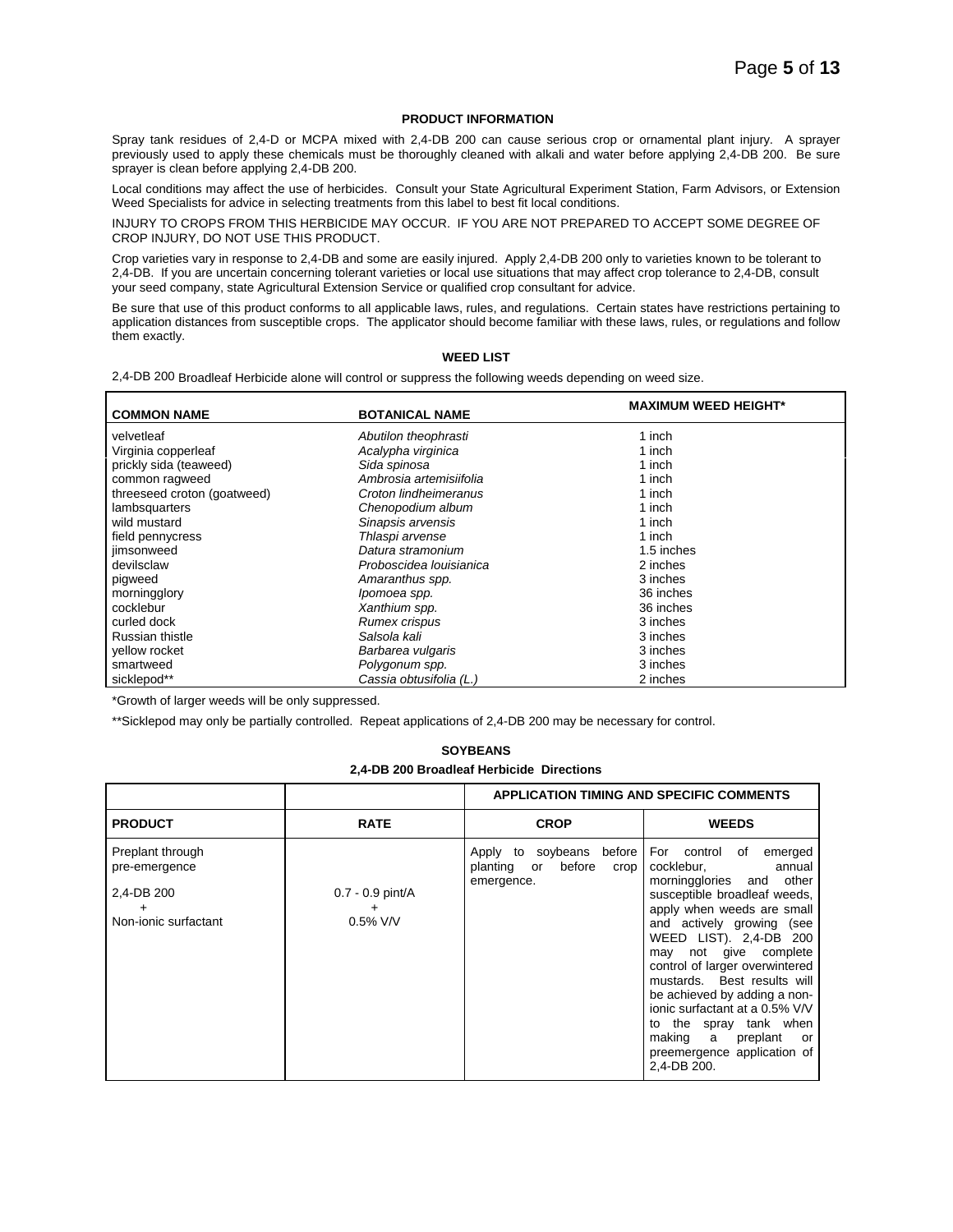### PRODUCT INFORMATION

Spray tank residues of 2,4-D or MCPA mixed with 2,4-DB 200 can cause serious crop or ornamental plant injury. A sprayer previously used to apply these chemicals must be thoroughly cleaned with alkali and water before applying 2,4-DB 200. Be sure sprayer is clean before applying 2,4-DB 200.

Local conditions may affect the use of herbicides. Consult your State Agricultural Experiment Station, Farm Advisors, or Extension Weed Specialists for advice in selecting treatments from this label to best fit local conditions.

INJURY TO CROPS FROM THIS HERBICIDE MAY OCCUR. IF YOU ARE NOT PREPARED TO ACCEPT SOME DEGREE OF CROP INJURY, DO NOT USE THIS PRODUCT.

Crop varieties vary in response to 2,4-DB and some are easily injured. Apply 2,4-DB 200 only to varieties known to be tolerant to 2,4-DB. If you are uncertain concerning tolerant varieties or local use situations that may affect crop tolerance to 2,4-DB, consult your seed company, state Agricultural Extension Service or qualified crop consultant for advice.

Be sure that use of this product conforms to all applicable laws, rules, and regulations. Certain states have restrictions pertaining to application distances from susceptible crops. The applicator should become familiar with these laws, rules, or regulations and follow them exactly.

### WEED LIST

2,4-DB 200 Broadleaf Herbicide alone will control or suppress the following weeds depending on weed size.

| COMMON NAME | BOTANICAL NAME | MAXIMUM WEED HEIGHT* |
|---|---|---|
| velvetleaf | *Abutilon theophrasti* | 1 inch |
| Virginia copperleaf | *Acalypha virginica* | 1 inch |
| prickly sida (teaweed) | *Sida spinosa* | 1 inch |
| common ragweed | *Ambrosia artemisiifolia* | 1 inch |
| threeseed croton (goatweed) | *Croton lindheimeranus* | 1 inch |
| lambsquarters | *Chenopodium album* | 1 inch |
| wild mustard | *Sinapsis arvensis* | 1 inch |
| field pennycress | *Thlaspi arvense* | 1 inch |
| jimsonweed | *Datura stramonium* | 1.5 inches |
| devilsclaw | *Proboscidea louisianica* | 2 inches |
| pigweed | *Amaranthus spp.* | 3 inches |
| morningglory | *Ipomoea spp.* | 36 inches |
| cocklebur | *Xanthium spp.* | 36 inches |
| curled dock | *Rumex crispus* | 3 inches |
| Russian thistle | *Salsola kali* | 3 inches |
| yellow rocket | *Barbarea vulgaris* | 3 inches |
| smartweed | *Polygonum spp.* | 3 inches |
| sicklepod** | *Cassia obtusifolia (L.)* | 2 inches |

*Growth of larger weeds will be only suppressed.

**Sicklepod may only be partially controlled. Repeat applications of 2,4-DB 200 may be necessary for control.

### SOYBEANS

**2,4-DB 200 Broadleaf Herbicide Directions**

| | | APPLICATION TIMING AND SPECIFIC COMMENTS | |
|---|---|---|---|
| **PRODUCT** | **RATE** | **CROP** | **WEEDS** |
| Preplant through pre-emergence<br><br>2,4-DB 200<br>+<br>Non-ionic surfactant | 0.7 - 0.9 pint/A<br>+<br>0.5% V/V | Apply to soybeans before planting or before crop emergence. | For control of emerged cocklebur, annual morningglories and other susceptible broadleaf weeds, apply when weeds are small and actively growing (see WEED LIST). 2,4-DB 200 may not give complete control of larger overwintered mustards. Best results will be achieved by adding a non-ionic surfactant at a 0.5% V/V to the spray tank when making a preplant or preemergence application of 2,4-DB 200. |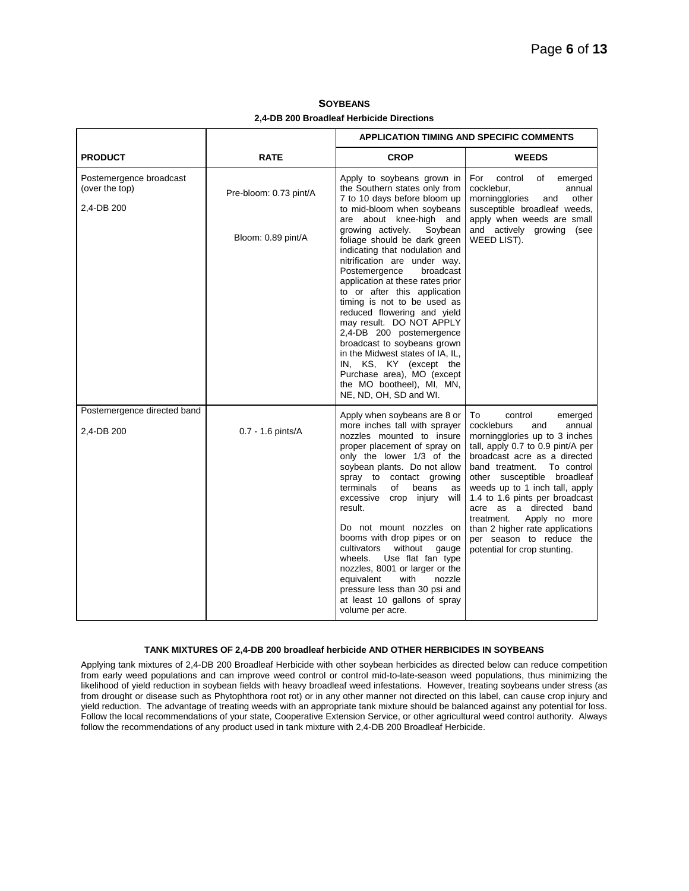## SOYBEANS

**2,4-DB 200 Broadleaf Herbicide Directions**

| | | APPLICATION TIMING AND SPECIFIC COMMENTS | |
|---|---|---|---|
| **PRODUCT** | **RATE** | **CROP** | **WEEDS** |
| Postemergence broadcast (over the top)<br><br>2,4-DB 200 | Pre-bloom: 0.73 pint/A<br><br>Bloom: 0.89 pint/A | Apply to soybeans grown in the Southern states only from 7 to 10 days before bloom up to mid-bloom when soybeans are about knee-high and growing actively. Soybean foliage should be dark green indicating that nodulation and nitrification are under way. Postemergence broadcast application at these rates prior to or after this application timing is not to be used as reduced flowering and yield may result. DO NOT APPLY 2,4-DB 200 postemergence broadcast to soybeans grown in the Midwest states of IA, IL, IN, KS, KY (except the Purchase area), MO (except the MO bootheel), MI, MN, NE, ND, OH, SD and WI. | For control of emerged cocklebur, annual morningglories and other susceptible broadleaf weeds, apply when weeds are small and actively growing (see WEED LIST). |
| Postemergence directed band<br><br>2,4-DB 200 | 0.7 - 1.6 pints/A | Apply when soybeans are 8 or more inches tall with sprayer nozzles mounted to insure proper placement of spray on only the lower 1/3 of the soybean plants. Do not allow spray to contact growing terminals of beans as excessive crop injury will result.<br><br>Do not mount nozzles on booms with drop pipes or on cultivators without gauge wheels. Use flat fan type nozzles, 8001 or larger or the equivalent with nozzle pressure less than 30 psi and at least 10 gallons of spray volume per acre. | To control emerged cockleburs and annual morningglories up to 3 inches tall, apply 0.7 to 0.9 pint/A per broadcast acre as a directed band treatment. To control other susceptible broadleaf weeds up to 1 inch tall, apply 1.4 to 1.6 pints per broadcast acre as a directed band treatment. Apply no more than 2 higher rate applications per season to reduce the potential for crop stunting. |

### TANK MIXTURES OF 2,4-DB 200 broadleaf herbicide AND OTHER HERBICIDES IN SOYBEANS

Applying tank mixtures of 2,4-DB 200 Broadleaf Herbicide with other soybean herbicides as directed below can reduce competition from early weed populations and can improve weed control or control mid-to-late-season weed populations, thus minimizing the likelihood of yield reduction in soybean fields with heavy broadleaf weed infestations. However, treating soybeans under stress (as from drought or disease such as Phytophthora root rot) or in any other manner not directed on this label, can cause crop injury and yield reduction. The advantage of treating weeds with an appropriate tank mixture should be balanced against any potential for loss. Follow the local recommendations of your state, Cooperative Extension Service, or other agricultural weed control authority. Always follow the recommendations of any product used in tank mixture with 2,4-DB 200 Broadleaf Herbicide.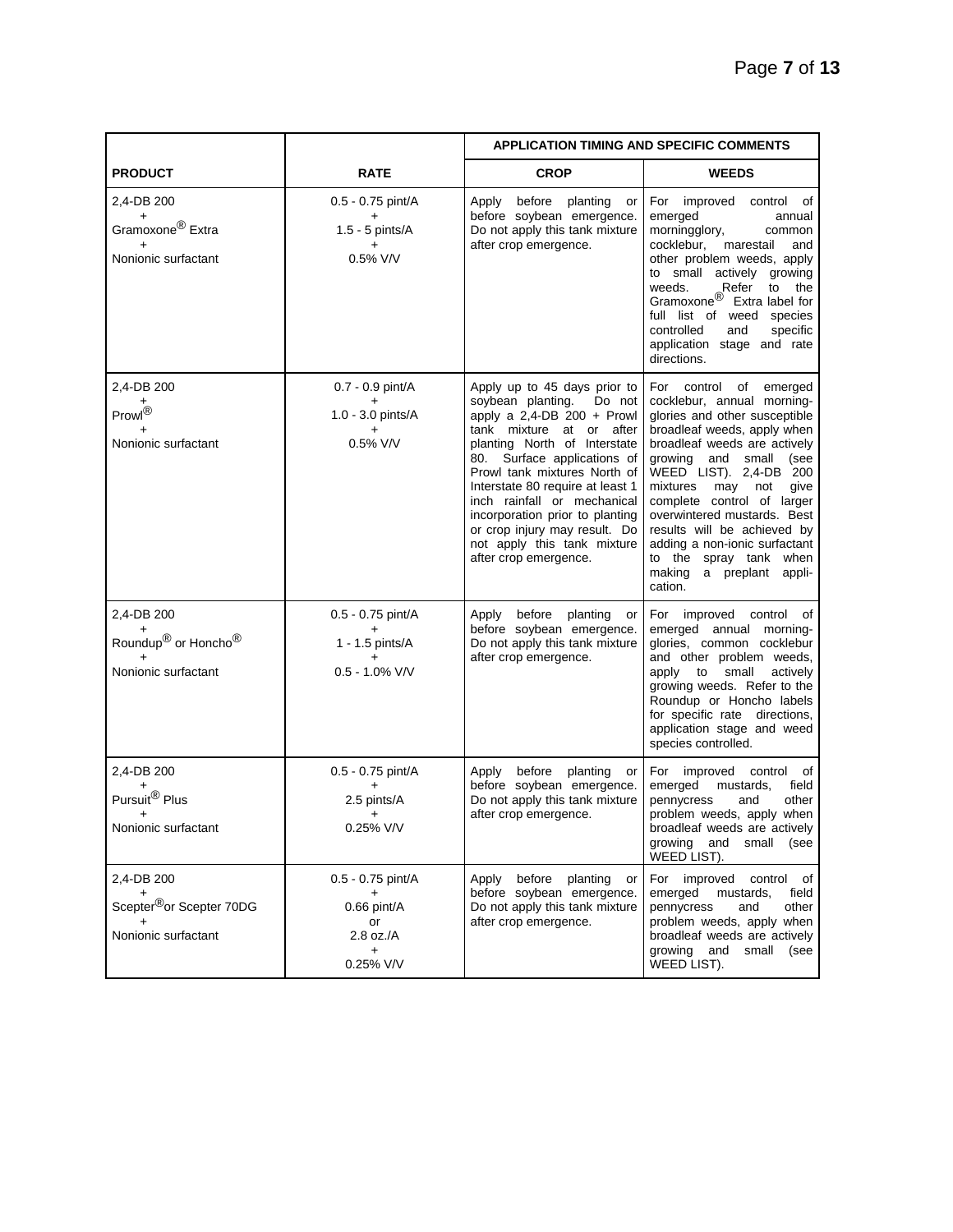| | | APPLICATION TIMING AND SPECIFIC COMMENTS | |
|---|---|---|---|
| **PRODUCT** | **RATE** | **CROP** | **WEEDS** |
| 2,4-DB 200 + Gramoxone® Extra + Nonionic surfactant | 0.5 - 0.75 pint/A + 1.5 - 5 pints/A + 0.5% V/V | Apply before planting or before soybean emergence. Do not apply this tank mixture after crop emergence. | For improved control of emerged annual morningglory, common cocklebur, marestail and other problem weeds, apply to small actively growing weeds. Refer to the Gramoxone® Extra label for full list of weed species controlled and specific application stage and rate directions. |
| 2,4-DB 200 + Prowl® + Nonionic surfactant | 0.7 - 0.9 pint/A + 1.0 - 3.0 pints/A + 0.5% V/V | Apply up to 45 days prior to soybean planting. Do not apply a 2,4-DB 200 + Prowl tank mixture at or after planting North of Interstate 80. Surface applications of Prowl tank mixtures North of Interstate 80 require at least 1 inch rainfall or mechanical incorporation prior to planting or crop injury may result. Do not apply this tank mixture after crop emergence. | For control of emerged cocklebur, annual morning-glories and other susceptible broadleaf weeds, apply when broadleaf weeds are actively growing and small (see WEED LIST). 2,4-DB 200 mixtures may not give complete control of larger overwintered mustards. Best results will be achieved by adding a non-ionic surfactant to the spray tank when making a preplant appli-cation. |
| 2,4-DB 200 + Roundup® or Honcho® + Nonionic surfactant | 0.5 - 0.75 pint/A + 1 - 1.5 pints/A + 0.5 - 1.0% V/V | Apply before planting or before soybean emergence. Do not apply this tank mixture after crop emergence. | For improved control of emerged annual morning-glories, common cocklebur and other problem weeds, apply to small actively growing weeds. Refer to the Roundup or Honcho labels for specific rate directions, application stage and weed species controlled. |
| 2,4-DB 200 + Pursuit® Plus + Nonionic surfactant | 0.5 - 0.75 pint/A + 2.5 pints/A + 0.25% V/V | Apply before planting or before soybean emergence. Do not apply this tank mixture after crop emergence. | For improved control of emerged mustards, field pennycress and other problem weeds, apply when broadleaf weeds are actively growing and small (see WEED LIST). |
| 2,4-DB 200 + Scepter® or Scepter 70DG + Nonionic surfactant | 0.5 - 0.75 pint/A + 0.66 pint/A or 2.8 oz./A + 0.25% V/V | Apply before planting or before soybean emergence. Do not apply this tank mixture after crop emergence. | For improved control of emerged mustards, field pennycress and other problem weeds, apply when broadleaf weeds are actively growing and small (see WEED LIST). |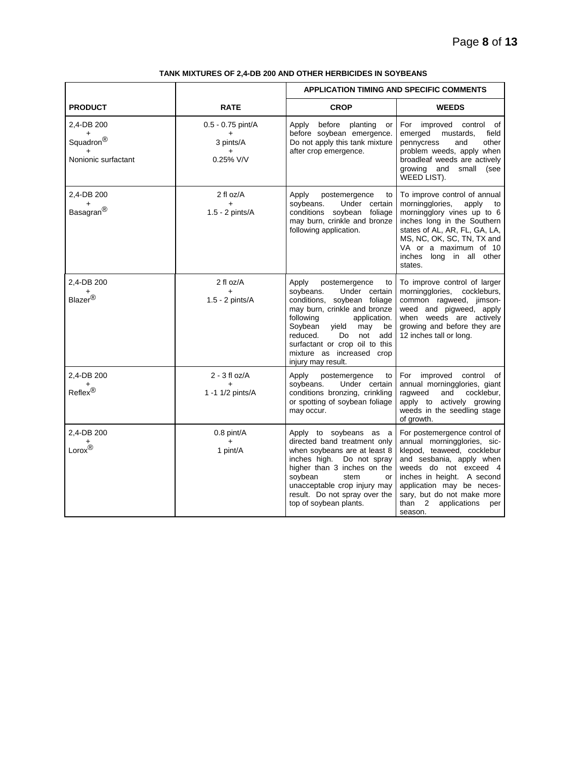**TANK MIXTURES OF 2,4-DB 200 AND OTHER HERBICIDES IN SOYBEANS**

| | | APPLICATION TIMING AND SPECIFIC COMMENTS | |
|---|---|---|---|
| **PRODUCT** | **RATE** | **CROP** | **WEEDS** |
| 2,4-DB 200 + Squadron® + Nonionic surfactant | 0.5 - 0.75 pint/A + 3 pints/A + 0.25% V/V | Apply before planting or before soybean emergence. Do not apply this tank mixture after crop emergence. | For improved control of emerged mustards, field pennycress and other problem weeds, apply when broadleaf weeds are actively growing and small (see WEED LIST). |
| 2,4-DB 200 + Basagran® | 2 fl oz/A + 1.5 - 2 pints/A | Apply postemergence to soybeans. Under certain conditions soybean foliage may burn, crinkle and bronze following application. | To improve control of annual morningglories, apply to morningglory vines up to 6 inches long in the Southern states of AL, AR, FL, GA, LA, MS, NC, OK, SC, TN, TX and VA or a maximum of 10 inches long in all other states. |
| 2,4-DB 200 + Blazer® | 2 fl oz/A + 1.5 - 2 pints/A | Apply postemergence to soybeans. Under certain conditions, soybean foliage may burn, crinkle and bronze following application. Soybean yield may be reduced. Do not add surfactant or crop oil to this mixture as increased crop injury may result. | To improve control of larger morningglories, cockleburs, common ragweed, jimson-weed and pigweed, apply when weeds are actively growing and before they are 12 inches tall or long. |
| 2,4-DB 200 + Reflex® | 2 - 3 fl oz/A + 1 -1 1/2 pints/A | Apply postemergence to soybeans. Under certain conditions bronzing, crinkling or spotting of soybean foliage may occur. | For improved control of annual morningglories, giant ragweed and cocklebur, apply to actively growing weeds in the seedling stage of growth. |
| 2,4-DB 200 + Lorox® | 0.8 pint/A + 1 pint/A | Apply to soybeans as a directed band treatment only when soybeans are at least 8 inches high. Do not spray higher than 3 inches on the soybean stem or unacceptable crop injury may result. Do not spray over the top of soybean plants. | For postemergence control of annual morningglories, sicklepod, teaweed, cocklebur and sesbania, apply when weeds do not exceed 4 inches in height. A second application may be necessary, but do not make more than 2 applications per season. |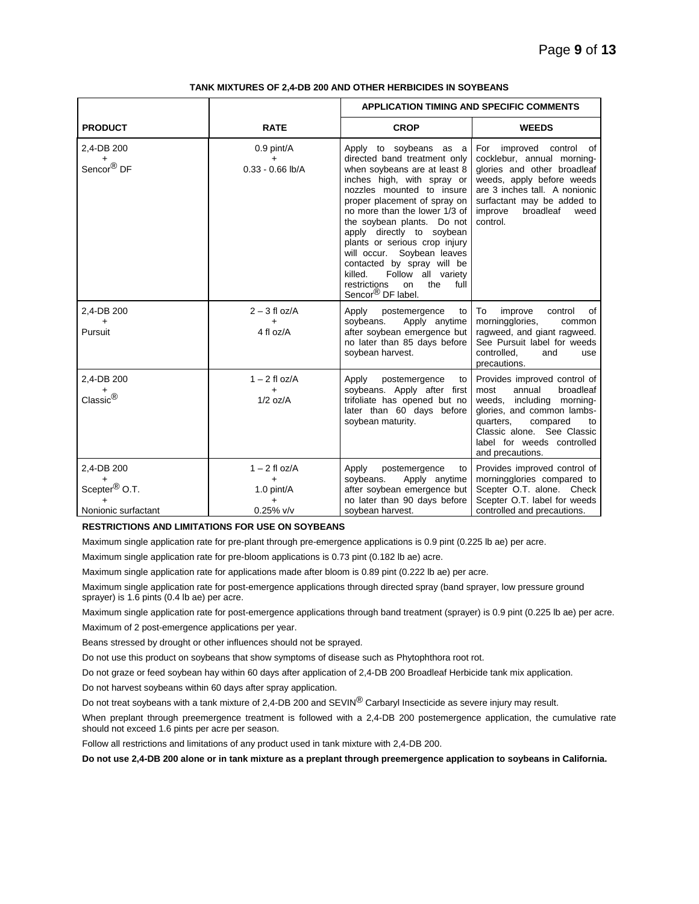**TANK MIXTURES OF 2,4-DB 200 AND OTHER HERBICIDES IN SOYBEANS**

| | | APPLICATION TIMING AND SPECIFIC COMMENTS | |
|---|---|---|---|
| **PRODUCT** | **RATE** | **CROP** | **WEEDS** |
| 2,4-DB 200 + Sencor® DF | 0.9 pint/A + 0.33 - 0.66 lb/A | Apply to soybeans as a directed band treatment only when soybeans are at least 8 inches high, with spray or nozzles mounted to insure proper placement of spray on no more than the lower 1/3 of the soybean plants. Do not apply directly to soybean plants or serious crop injury will occur. Soybean leaves contacted by spray will be killed. Follow all variety restrictions on the full Sencor® DF label. | For improved control of cocklebur, annual morning-glories and other broadleaf weeds, apply before weeds are 3 inches tall. A nonionic surfactant may be added to improve broadleaf weed control. |
| 2,4-DB 200 + Pursuit | 2 – 3 fl oz/A + 4 fl oz/A | Apply postemergence to soybeans. Apply anytime after soybean emergence but no later than 85 days before soybean harvest. | To improve control of morningglories, common ragweed, and giant ragweed. See Pursuit label for weeds controlled, and use precautions. |
| 2,4-DB 200 + Classic® | 1 – 2 fl oz/A + 1/2 oz/A | Apply postemergence to soybeans. Apply after first trifoliate has opened but no later than 60 days before soybean maturity. | Provides improved control of most annual broadleaf weeds, including morning-glories, and common lambs-quarters, compared to Classic alone. See Classic label for weeds controlled and precautions. |
| 2,4-DB 200 + Scepter® O.T. + Nonionic surfactant | 1 – 2 fl oz/A + 1.0 pint/A + 0.25% v/v | Apply postemergence to soybeans. Apply anytime after soybean emergence but no later than 90 days before soybean harvest. | Provides improved control of morningglories compared to Scepter O.T. alone. Check Scepter O.T. label for weeds controlled and precautions. |

**RESTRICTIONS AND LIMITATIONS FOR USE ON SOYBEANS**

Maximum single application rate for pre-plant through pre-emergence applications is 0.9 pint (0.225 lb ae) per acre.

Maximum single application rate for pre-bloom applications is 0.73 pint (0.182 lb ae) acre.

Maximum single application rate for applications made after bloom is 0.89 pint (0.222 lb ae) per acre.

Maximum single application rate for post-emergence applications through directed spray (band sprayer, low pressure ground sprayer) is 1.6 pints (0.4 lb ae) per acre.

Maximum single application rate for post-emergence applications through band treatment (sprayer) is 0.9 pint (0.225 lb ae) per acre.

Maximum of 2 post-emergence applications per year.

Beans stressed by drought or other influences should not be sprayed.

Do not use this product on soybeans that show symptoms of disease such as Phytophthora root rot.

Do not graze or feed soybean hay within 60 days after application of 2,4-DB 200 Broadleaf Herbicide tank mix application.

Do not harvest soybeans within 60 days after spray application.

Do not treat soybeans with a tank mixture of 2,4-DB 200 and SEVIN® Carbaryl Insecticide as severe injury may result.

When preplant through preemergence treatment is followed with a 2,4-DB 200 postemergence application, the cumulative rate should not exceed 1.6 pints per acre per season.

Follow all restrictions and limitations of any product used in tank mixture with 2,4-DB 200.

**Do not use 2,4-DB 200 alone or in tank mixture as a preplant through preemergence application to soybeans in California.**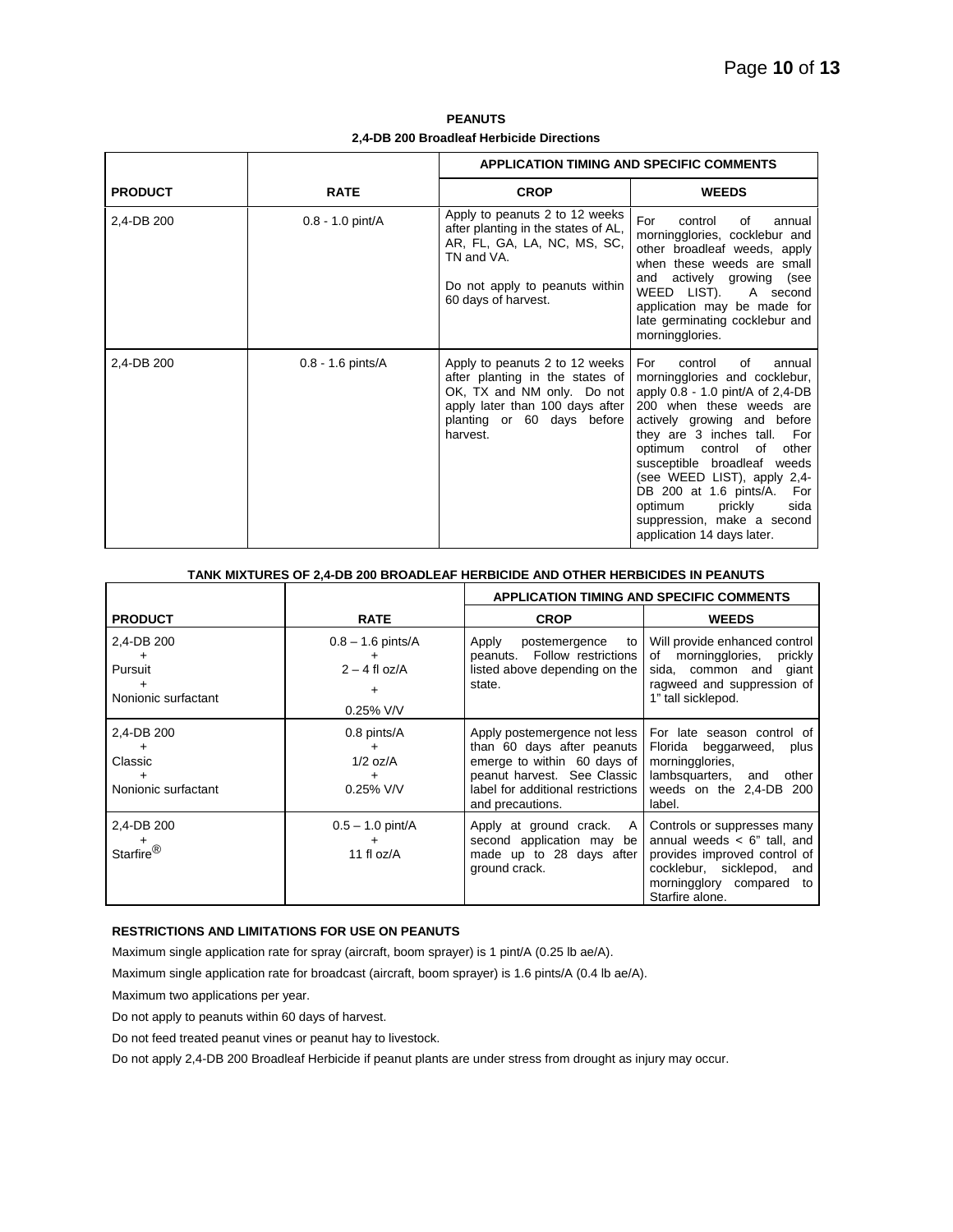## PEANUTS

### 2,4-DB 200 Broadleaf Herbicide Directions

| | | APPLICATION TIMING AND SPECIFIC COMMENTS | |
|---|---|---|---|
| **PRODUCT** | **RATE** | **CROP** | **WEEDS** |
| 2,4-DB 200 | 0.8 - 1.0 pint/A | Apply to peanuts 2 to 12 weeks after planting in the states of AL, AR, FL, GA, LA, NC, MS, SC, TN and VA.<br><br>Do not apply to peanuts within 60 days of harvest. | For control of annual morningglories, cocklebur and other broadleaf weeds, apply when these weeds are small and actively growing (see WEED LIST). A second application may be made for late germinating cocklebur and morningglories. |
| 2,4-DB 200 | 0.8 - 1.6 pints/A | Apply to peanuts 2 to 12 weeks after planting in the states of OK, TX and NM only. Do not apply later than 100 days after planting or 60 days before harvest. | For control of annual morningglories and cocklebur, apply 0.8 - 1.0 pint/A of 2,4-DB 200 when these weeds are actively growing and before they are 3 inches tall. For optimum control of other susceptible broadleaf weeds (see WEED LIST), apply 2,4-DB 200 at 1.6 pints/A. For optimum prickly sida suppression, make a second application 14 days later. |

### TANK MIXTURES OF 2,4-DB 200 BROADLEAF HERBICIDE AND OTHER HERBICIDES IN PEANUTS

| | | APPLICATION TIMING AND SPECIFIC COMMENTS | |
|---|---|---|---|
| **PRODUCT** | **RATE** | **CROP** | **WEEDS** |
| 2,4-DB 200<br>+<br>Pursuit<br>+<br>Nonionic surfactant | 0.8 – 1.6 pints/A<br>+<br>2 – 4 fl oz/A<br>+<br>0.25% V/V | Apply postemergence to peanuts. Follow restrictions listed above depending on the state. | Will provide enhanced control of morningglories, prickly sida, common and giant ragweed and suppression of 1" tall sicklepod. |
| 2,4-DB 200<br>+<br>Classic<br>+<br>Nonionic surfactant | 0.8 pints/A<br>+<br>1/2 oz/A<br>+<br>0.25% V/V | Apply postemergence not less than 60 days after peanuts emerge to within 60 days of peanut harvest. See Classic label for additional restrictions and precautions. | For late season control of Florida beggarweed, plus morningglories, lambsquarters, and other weeds on the 2,4-DB 200 label. |
| 2,4-DB 200<br>+<br>Starfire® | 0.5 – 1.0 pint/A<br>+<br>11 fl oz/A | Apply at ground crack. A second application may be made up to 28 days after ground crack. | Controls or suppresses many annual weeds < 6" tall, and provides improved control of cocklebur, sicklepod, and morningglory compared to Starfire alone. |

**RESTRICTIONS AND LIMITATIONS FOR USE ON PEANUTS**

Maximum single application rate for spray (aircraft, boom sprayer) is 1 pint/A (0.25 lb ae/A).

Maximum single application rate for broadcast (aircraft, boom sprayer) is 1.6 pints/A (0.4 lb ae/A).

Maximum two applications per year.

Do not apply to peanuts within 60 days of harvest.

Do not feed treated peanut vines or peanut hay to livestock.

Do not apply 2,4-DB 200 Broadleaf Herbicide if peanut plants are under stress from drought as injury may occur.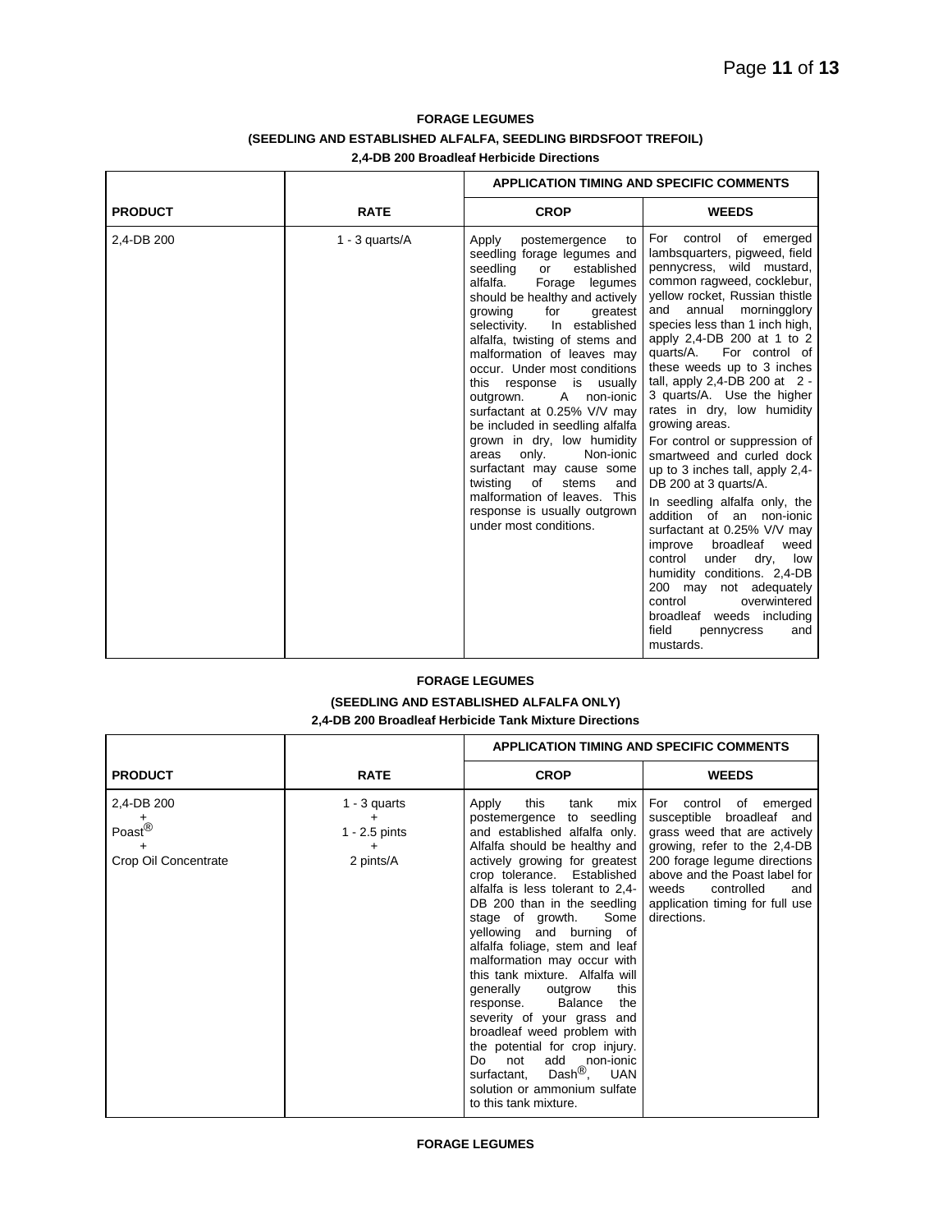**FORAGE LEGUMES**

**(SEEDLING AND ESTABLISHED ALFALFA, SEEDLING BIRDSFOOT TREFOIL)**

**2,4-DB 200 Broadleaf Herbicide Directions**

| | | APPLICATION TIMING AND SPECIFIC COMMENTS | |
|---|---|---|---|
| **PRODUCT** | **RATE** | **CROP** | **WEEDS** |
| 2,4-DB 200 | 1 - 3 quarts/A | Apply postemergence to seedling forage legumes and seedling or established alfalfa. Forage legumes should be healthy and actively growing for greatest selectivity. In established alfalfa, twisting of stems and malformation of leaves may occur. Under most conditions this response is usually outgrown. A non-ionic surfactant at 0.25% V/V may be included in seedling alfalfa grown in dry, low humidity areas only. Non-ionic surfactant may cause some twisting of stems and malformation of leaves. This response is usually outgrown under most conditions. | For control of emerged lambsquarters, pigweed, field pennycress, wild mustard, common ragweed, cocklebur, yellow rocket, Russian thistle and annual morningglory species less than 1 inch high, apply 2,4-DB 200 at 1 to 2 quarts/A. For control of these weeds up to 3 inches tall, apply 2,4-DB 200 at 2 - 3 quarts/A. Use the higher rates in dry, low humidity growing areas.<br>For control or suppression of smartweed and curled dock up to 3 inches tall, apply 2,4-DB 200 at 3 quarts/A.<br>In seedling alfalfa only, the addition of an non-ionic surfactant at 0.25% V/V may improve broadleaf weed control under dry, low humidity conditions. 2,4-DB 200 may not adequately control overwintered broadleaf weeds including field pennycress and mustards. |

**FORAGE LEGUMES**

**(SEEDLING AND ESTABLISHED ALFALFA ONLY)**

**2,4-DB 200 Broadleaf Herbicide Tank Mixture Directions**

| | | APPLICATION TIMING AND SPECIFIC COMMENTS | |
|---|---|---|---|
| **PRODUCT** | **RATE** | **CROP** | **WEEDS** |
| 2,4-DB 200<br>+<br>Poast®<br>+<br>Crop Oil Concentrate | 1 - 3 quarts<br>+<br>1 - 2.5 pints<br>+<br>2 pints/A | Apply this tank mix postemergence to seedling and established alfalfa only. Alfalfa should be healthy and actively growing for greatest crop tolerance. Established alfalfa is less tolerant to 2,4-DB 200 than in the seedling stage of growth. Some yellowing and burning of alfalfa foliage, stem and leaf malformation may occur with this tank mixture. Alfalfa will generally outgrow this response. Balance the severity of your grass and broadleaf weed problem with the potential for crop injury. Do not add non-ionic surfactant, Dash®, UAN solution or ammonium sulfate to this tank mixture. | For control of emerged susceptible broadleaf and grass weed that are actively growing, refer to the 2,4-DB 200 forage legume directions above and the Poast label for weeds controlled and application timing for full use directions. |

**FORAGE LEGUMES**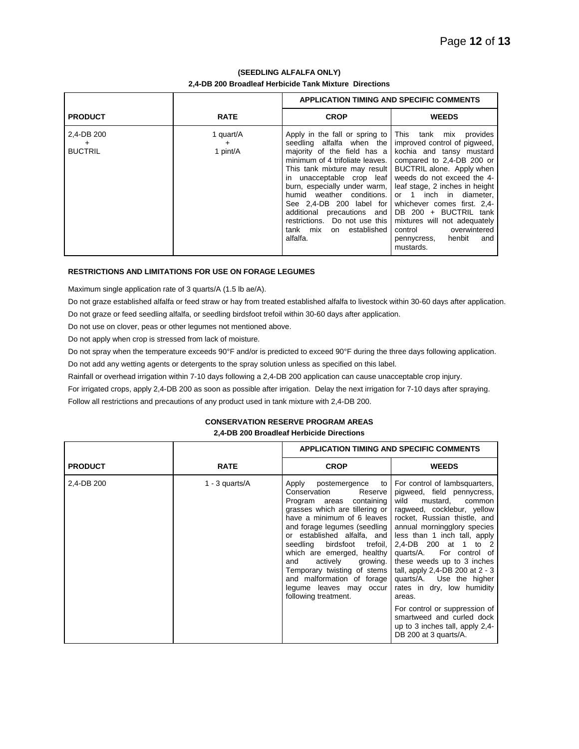**(SEEDLING ALFALFA ONLY)**

**2,4-DB 200 Broadleaf Herbicide Tank Mixture Directions**

| | | APPLICATION TIMING AND SPECIFIC COMMENTS | |
|---|---|---|---|
| **PRODUCT** | **RATE** | **CROP** | **WEEDS** |
| 2,4-DB 200 + BUCTRIL | 1 quart/A + 1 pint/A | Apply in the fall or spring to seedling alfalfa when the majority of the field has a minimum of 4 trifoliate leaves. This tank mixture may result in unacceptable crop leaf burn, especially under warm, humid weather conditions. See 2,4-DB 200 label for additional precautions and restrictions. Do not use this tank mix on established alfalfa. | This tank mix provides improved control of pigweed, kochia and tansy mustard compared to 2,4-DB 200 or BUCTRIL alone. Apply when weeds do not exceed the 4-leaf stage, 2 inches in height or 1 inch in diameter, whichever comes first. 2,4-DB 200 + BUCTRIL tank mixtures will not adequately control overwintered pennycress, henbit and mustards. |

**RESTRICTIONS AND LIMITATIONS FOR USE ON FORAGE LEGUMES**

Maximum single application rate of 3 quarts/A (1.5 lb ae/A).

Do not graze established alfalfa or feed straw or hay from treated established alfalfa to livestock within 30-60 days after application.

Do not graze or feed seedling alfalfa, or seedling birdsfoot trefoil within 30-60 days after application.

Do not use on clover, peas or other legumes not mentioned above.

Do not apply when crop is stressed from lack of moisture.

Do not spray when the temperature exceeds 90°F and/or is predicted to exceed 90°F during the three days following application.

Do not add any wetting agents or detergents to the spray solution unless as specified on this label.

Rainfall or overhead irrigation within 7-10 days following a 2,4-DB 200 application can cause unacceptable crop injury.

For irrigated crops, apply 2,4-DB 200 as soon as possible after irrigation. Delay the next irrigation for 7-10 days after spraying.

Follow all restrictions and precautions of any product used in tank mixture with 2,4-DB 200.

**CONSERVATION RESERVE PROGRAM AREAS**

**2,4-DB 200 Broadleaf Herbicide Directions**

| | | APPLICATION TIMING AND SPECIFIC COMMENTS | |
|---|---|---|---|
| **PRODUCT** | **RATE** | **CROP** | **WEEDS** |
| 2,4-DB 200 | 1 - 3 quarts/A | Apply postemergence to Conservation Reserve Program areas containing grasses which are tillering or have a minimum of 6 leaves and forage legumes (seedling or established alfalfa, and seedling birdsfoot trefoil, which are emerged, healthy and actively growing. Temporary twisting of stems and malformation of forage legume leaves may occur following treatment. | For control of lambsquarters, pigweed, field pennycress, wild mustard, common ragweed, cocklebur, yellow rocket, Russian thistle, and annual morningglory species less than 1 inch tall, apply 2,4-DB 200 at 1 to 2 quarts/A. For control of these weeds up to 3 inches tall, apply 2,4-DB 200 at 2 - 3 quarts/A. Use the higher rates in dry, low humidity areas.<br><br>For control or suppression of smartweed and curled dock up to 3 inches tall, apply 2,4-DB 200 at 3 quarts/A. |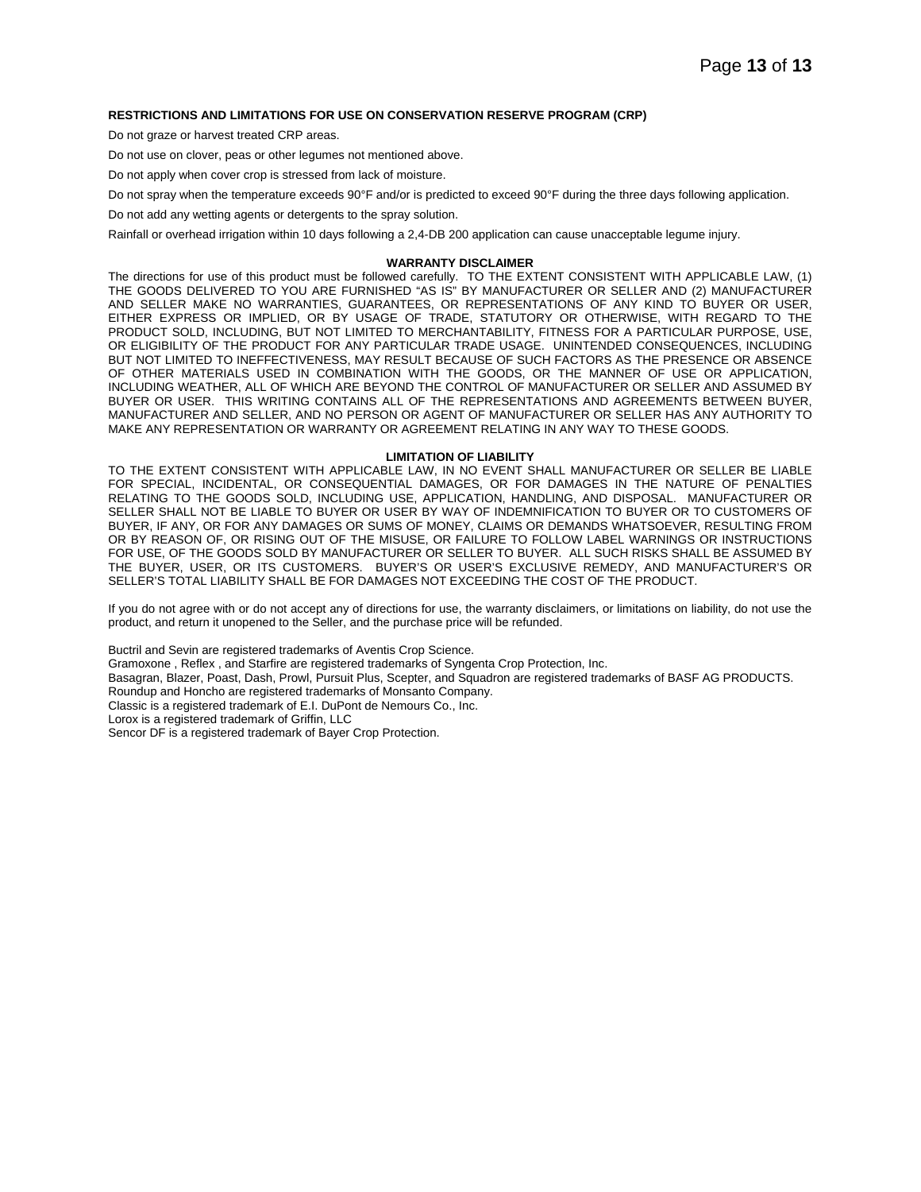**RESTRICTIONS AND LIMITATIONS FOR USE ON CONSERVATION RESERVE PROGRAM (CRP)**

Do not graze or harvest treated CRP areas.

Do not use on clover, peas or other legumes not mentioned above.

Do not apply when cover crop is stressed from lack of moisture.

Do not spray when the temperature exceeds 90°F and/or is predicted to exceed 90°F during the three days following application.

Do not add any wetting agents or detergents to the spray solution.

Rainfall or overhead irrigation within 10 days following a 2,4-DB 200 application can cause unacceptable legume injury.

**WARRANTY DISCLAIMER**

The directions for use of this product must be followed carefully. TO THE EXTENT CONSISTENT WITH APPLICABLE LAW, (1) THE GOODS DELIVERED TO YOU ARE FURNISHED "AS IS" BY MANUFACTURER OR SELLER AND (2) MANUFACTURER AND SELLER MAKE NO WARRANTIES, GUARANTEES, OR REPRESENTATIONS OF ANY KIND TO BUYER OR USER, EITHER EXPRESS OR IMPLIED, OR BY USAGE OF TRADE, STATUTORY OR OTHERWISE, WITH REGARD TO THE PRODUCT SOLD, INCLUDING, BUT NOT LIMITED TO MERCHANTABILITY, FITNESS FOR A PARTICULAR PURPOSE, USE, OR ELIGIBILITY OF THE PRODUCT FOR ANY PARTICULAR TRADE USAGE. UNINTENDED CONSEQUENCES, INCLUDING BUT NOT LIMITED TO INEFFECTIVENESS, MAY RESULT BECAUSE OF SUCH FACTORS AS THE PRESENCE OR ABSENCE OF OTHER MATERIALS USED IN COMBINATION WITH THE GOODS, OR THE MANNER OF USE OR APPLICATION, INCLUDING WEATHER, ALL OF WHICH ARE BEYOND THE CONTROL OF MANUFACTURER OR SELLER AND ASSUMED BY BUYER OR USER. THIS WRITING CONTAINS ALL OF THE REPRESENTATIONS AND AGREEMENTS BETWEEN BUYER, MANUFACTURER AND SELLER, AND NO PERSON OR AGENT OF MANUFACTURER OR SELLER HAS ANY AUTHORITY TO MAKE ANY REPRESENTATION OR WARRANTY OR AGREEMENT RELATING IN ANY WAY TO THESE GOODS.

**LIMITATION OF LIABILITY**

TO THE EXTENT CONSISTENT WITH APPLICABLE LAW, IN NO EVENT SHALL MANUFACTURER OR SELLER BE LIABLE FOR SPECIAL, INCIDENTAL, OR CONSEQUENTIAL DAMAGES, OR FOR DAMAGES IN THE NATURE OF PENALTIES RELATING TO THE GOODS SOLD, INCLUDING USE, APPLICATION, HANDLING, AND DISPOSAL. MANUFACTURER OR SELLER SHALL NOT BE LIABLE TO BUYER OR USER BY WAY OF INDEMNIFICATION TO BUYER OR TO CUSTOMERS OF BUYER, IF ANY, OR FOR ANY DAMAGES OR SUMS OF MONEY, CLAIMS OR DEMANDS WHATSOEVER, RESULTING FROM OR BY REASON OF, OR RISING OUT OF THE MISUSE, OR FAILURE TO FOLLOW LABEL WARNINGS OR INSTRUCTIONS FOR USE, OF THE GOODS SOLD BY MANUFACTURER OR SELLER TO BUYER. ALL SUCH RISKS SHALL BE ASSUMED BY THE BUYER, USER, OR ITS CUSTOMERS. BUYER'S OR USER'S EXCLUSIVE REMEDY, AND MANUFACTURER'S OR SELLER'S TOTAL LIABILITY SHALL BE FOR DAMAGES NOT EXCEEDING THE COST OF THE PRODUCT.

If you do not agree with or do not accept any of directions for use, the warranty disclaimers, or limitations on liability, do not use the product, and return it unopened to the Seller, and the purchase price will be refunded.

Buctril and Sevin are registered trademarks of Aventis Crop Science.
Gramoxone , Reflex , and Starfire are registered trademarks of Syngenta Crop Protection, Inc.
Basagran, Blazer, Poast, Dash, Prowl, Pursuit Plus, Scepter, and Squadron are registered trademarks of BASF AG PRODUCTS.
Roundup and Honcho are registered trademarks of Monsanto Company.
Classic is a registered trademark of E.I. DuPont de Nemours Co., Inc.
Lorox is a registered trademark of Griffin, LLC
Sencor DF is a registered trademark of Bayer Crop Protection.